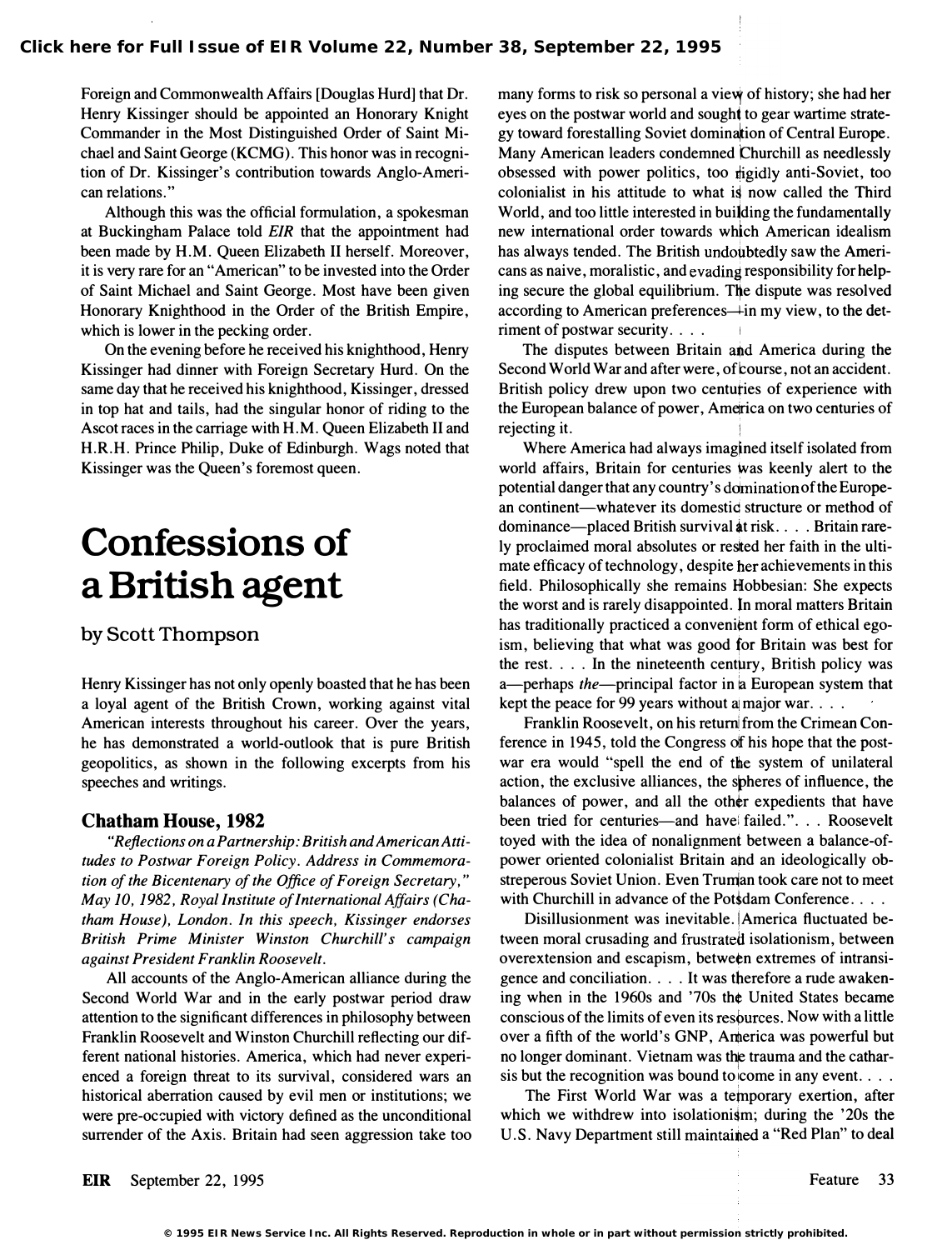Foreign and Commonwealth Affairs [Douglas Hurd] that Dr. Henry Kissinger should be appointed an Honorary Knight Commander in the Most Distinguished Order of Saint Michael and Saint George (KCMG). This honor was in recognition of Dr. Kissinger's contribution towards Anglo-American relations."

Although this was the official formulation, a spokesman at Buckingham Palace told *EIR* that the appointment had been made by H.M. Queen Elizabeth II herself. Moreover, it is very rare for an "American" to be invested into the Order of Saint Michael and Saint George. Most have been given Honorary Knighthood in the Order of the British Empire, which is lower in the pecking order.

On the evening before he received his knighthood, Henry Kissinger had dinner with Foreign Secretary Hurd. On the same day that he received his knighthood, Kissinger, dressed in top hat and tails, had the singular honor of riding to the Ascot races in the carriage with H.M. Queen Elizabeth II and H.R.H. Prince Philip, Duke of Edinburgh. Wags noted that Kissinger was the Queen's foremost queen.

# Confessions of a British agent

by Scott Thompson

Henry Kissinger has not only openly boasted that he has been a loyal agent of the British Crown, working against vital American interests throughout his career. Over the years, he has demonstrated a world-outlook that is pure British geopolitics, as shown in the following excerpts from his speeches and writings.

## Chatham House, 1982

*"Reflections on a Partnership: British and American Attitudes to Postwar Foreign Policy. Address in Commemoration of the Bicentenary of the Office of Foreign Secretary," May 10, 1982, Royal Institute of International Affairs (Chatham House), London. In this speech, Kissinger endorses British Prime Minister Winston Churchill's campaign against President Franklin Roosevelt.*

All accounts of the Anglo-American alliance during the Second World War and in the early postwar period draw attention to the significant differences in philosophy between Franklin Roosevelt and Winston Churchill reflecting our different national histories. America, which had never experienced a foreign threat to its survival, considered wars an historical aberration caused by evil men or institutions; we were pre-occupied with victory defined as the unconditional surrender of the Axis. Britain had seen aggression take too many forms to risk so personal a view of history; she had her eyes on the postwar world and sought to gear wartime strategy toward forestalling Soviet domination of Central Europe. Many American leaders condemned Churchill as needlessly obsessed with power politics, too rigidly anti-Soviet, too colonialist in his attitude to what is now called the Third World, and too little interested in building the fundamentally new international order towards which American idealism has always tended. The British undoubtedly saw the Americans as naive, moralistic, and evading responsibility for helping secure the global equilibrium. The dispute was resolved according to American preferences—in my view, to the detriment of postwar security. . . .

The disputes between Britain and America during the Second World War and after were, of course, not an accident. British policy drew upon two centuries of experience with the European balance of power, America on two centuries of rejecting it.

Where America had always imagined itself isolated from world affairs, Britain for centuries was keenly alert to the potential danger that any country's domination of the European continent—whatever its domestic structure or method of dominance—placed British survival at risk. . . . Britain rarely proclaimed moral absolutes or rested her faith in the ultimate efficacy of technology, despite her achievements in this field. Philosophically she remains Hobbesian: She expects the worst and is rarely disappointed. In moral matters Britain has traditionally practiced a convenient form of ethical egoism, believing that what was good for Britain was best for the rest. . . . In the nineteenth century, British policy was a—perhaps *the*—principal factor in a European system that kept the peace for 99 years without a major war. . . .

Franklin Roosevelt, on his return from the Crimean Conference in 1945, told the Congress of his hope that the postwar era would "spell the end of the system of unilateral action, the exclusive alliances, the spheres of influence, the balances of power, and all the other expedients that have been tried for centuries—and have failed.". . . Roosevelt toyed with the idea of nonalignment between a balance-of-power oriented colonialist Britain and an ideologically obstreperous Soviet Union. Even Truman took care not to meet with Churchill in advance of the Potsdam Conference. . . .

Disillusionment was inevitable. America fluctuated between moral crusading and frustrated isolationism, between overextension and escapism, between extremes of intransigence and conciliation. . . . It was therefore a rude awakening when in the 1960s and '70s the United States became conscious of the limits of even its resources. Now with a little over a fifth of the world's GNP, America was powerful but no longer dominant. Vietnam was the trauma and the catharsis but the recognition was bound to come in any event. . . .

The First World War was a temporary exertion, after which we withdrew into isolationism; during the '20s the U.S. Navy Department still maintained a "Red Plan" to deal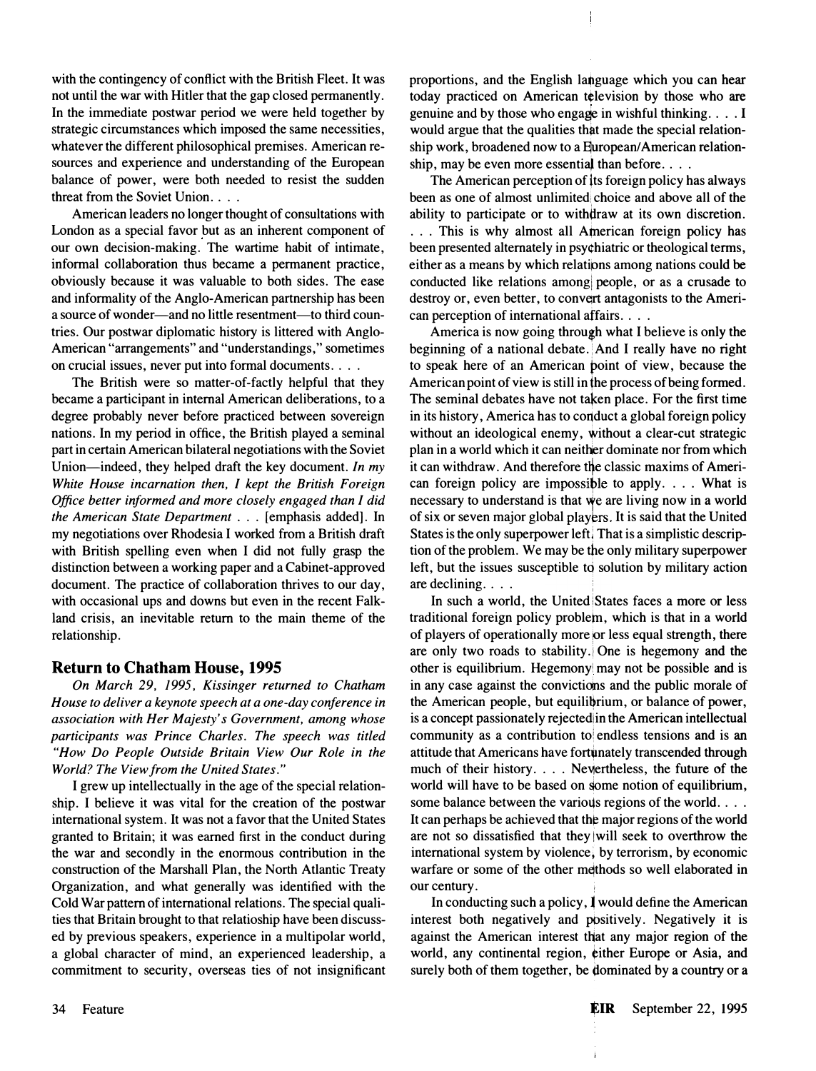with the contingency of conflict with the British Fleet. It was not until the war with Hitler that the gap closed permanently. In the immediate postwar period we were held together by strategic circumstances which imposed the same necessities, whatever the different philosophical premises. American resources and experience and understanding of the European balance of power, were both needed to resist the sudden threat from the Soviet Union. . . .

American leaders no longer thought of consultations with London as a special favor but as an inherent component of our own decision-making. The wartime habit of intimate, informal collaboration thus became a permanent practice, obviously because it was valuable to both sides. The ease and informality of the Anglo-American partnership has been a source of wonder—and no little resentment—to third countries. Our postwar diplomatic history is littered with Anglo-American "arrangements" and "understandings," sometimes on crucial issues, never put into formal documents. . . .

The British were so matter-of-factly helpful that they became a participant in internal American deliberations, to a degree probably never before practiced between sovereign nations. In my period in office, the British played a seminal part in certain American bilateral negotiations with the Soviet Union—indeed, they helped draft the key document. *In my White House incarnation then, I kept the British Foreign Office better informed and more closely engaged than I did the American State Department* . . . [emphasis added]. In my negotiations over Rhodesia I worked from a British draft with British spelling even when I did not fully grasp the distinction between a working paper and a Cabinet-approved document. The practice of collaboration thrives to our day, with occasional ups and downs but even in the recent Falkland crisis, an inevitable return to the main theme of the relationship.

## Return to Chatham House, 1995

*On March 29, 1995, Kissinger returned to Chatham House to deliver a keynote speech at a one-day conference in association with Her Majesty's Government, among whose participants was Prince Charles. The speech was titled "How Do People Outside Britain View Our Role in the World? The View from the United States."*

I grew up intellectually in the age of the special relationship. I believe it was vital for the creation of the postwar international system. It was not a favor that the United States granted to Britain; it was earned first in the conduct during the war and secondly in the enormous contribution in the construction of the Marshall Plan, the North Atlantic Treaty Organization, and what generally was identified with the Cold War pattern of international relations. The special qualities that Britain brought to that relatioship have been discussed by previous speakers, experience in a multipolar world, a global character of mind, an experienced leadership, a commitment to security, overseas ties of not insignificant proportions, and the English language which you can hear today practiced on American television by those who are genuine and by those who engage in wishful thinking. . . . I would argue that the qualities that made the special relationship work, broadened now to a European/American relationship, may be even more essential than before. . . .

The American perception of its foreign policy has always been as one of almost unlimited choice and above all of the ability to participate or to withdraw at its own discretion. . . . This is why almost all American foreign policy has been presented alternately in psychiatric or theological terms, either as a means by which relations among nations could be conducted like relations among people, or as a crusade to destroy or, even better, to convert antagonists to the American perception of international affairs. . . .

America is now going through what I believe is only the beginning of a national debate. And I really have no right to speak here of an American point of view, because the American point of view is still in the process of being formed. The seminal debates have not taken place. For the first time in its history, America has to conduct a global foreign policy without an ideological enemy, without a clear-cut strategic plan in a world which it can neither dominate nor from which it can withdraw. And therefore the classic maxims of American foreign policy are impossible to apply. . . . What is necessary to understand is that we are living now in a world of six or seven major global players. It is said that the United States is the only superpower left. That is a simplistic description of the problem. We may be the only military superpower left, but the issues susceptible to solution by military action are declining. . . .

In such a world, the United States faces a more or less traditional foreign policy problem, which is that in a world of players of operationally more or less equal strength, there are only two roads to stability. One is hegemony and the other is equilibrium. Hegemony may not be possible and is in any case against the convictions and the public morale of the American people, but equilibrium, or balance of power, is a concept passionately rejected in the American intellectual community as a contribution to endless tensions and is an attitude that Americans have fortunately transcended through much of their history. . . . Nevertheless, the future of the world will have to be based on some notion of equilibrium, some balance between the various regions of the world. . . . It can perhaps be achieved that the major regions of the world are not so dissatisfied that they will seek to overthrow the international system by violence, by terrorism, by economic warfare or some of the other methods so well elaborated in our century.

In conducting such a policy, I would define the American interest both negatively and positively. Negatively it is against the American interest that any major region of the world, any continental region, either Europe or Asia, and surely both of them together, be dominated by a country or a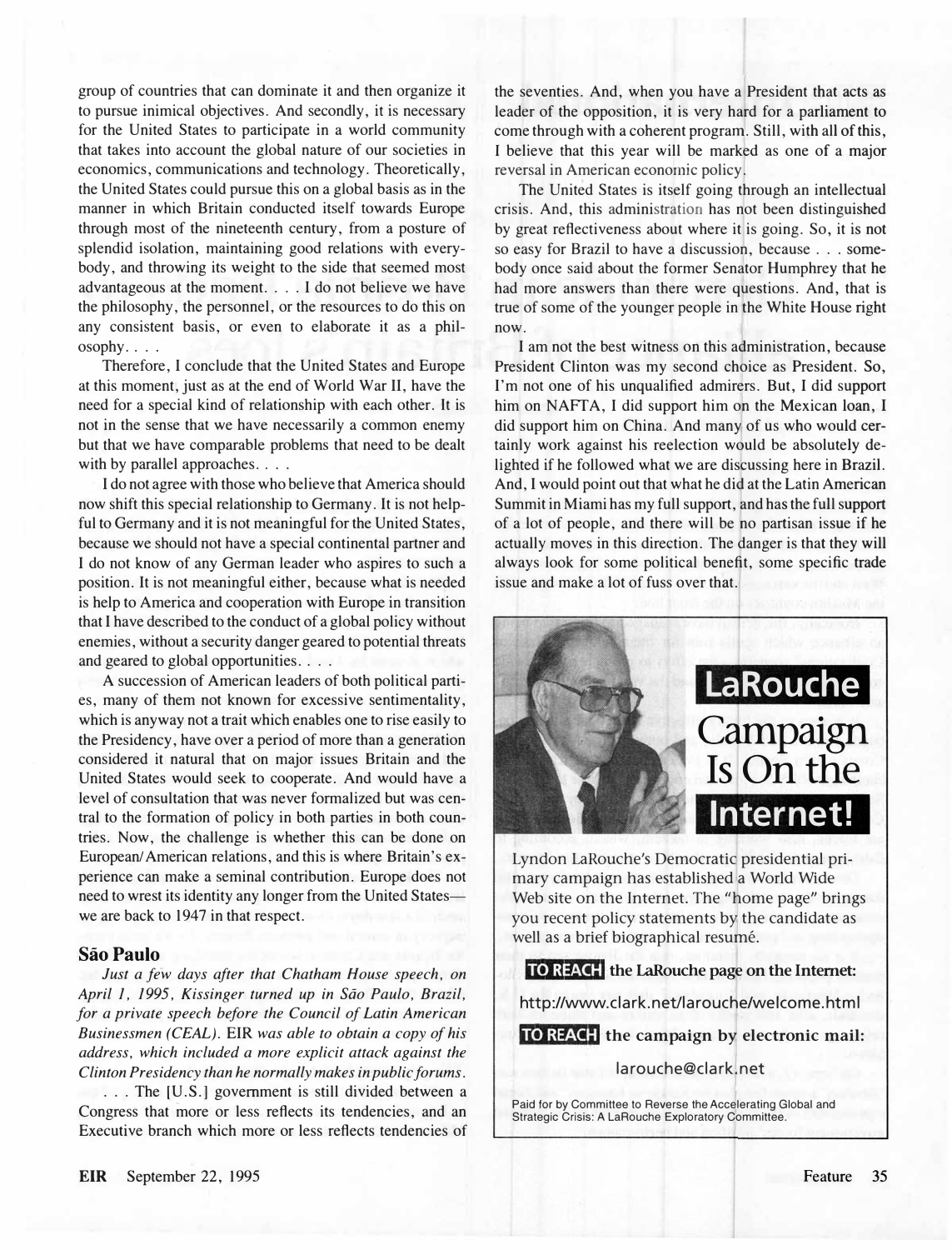group of countries that can dominate it and then organize it to pursue inimical objectives. And secondly, it is necessary for the United States to participate in a world community that takes into account the global nature of our societies in economics, communications and technology. Theoretically, the United States could pursue this on a global basis as in the manner in which Britain conducted itself towards Europe through most of the nineteenth century, from a posture of splendid isolation, maintaining good relations with everybody, and throwing its weight to the side that seemed most advantageous at the moment. . . . I do not believe we have the philosophy, the personnel, or the resources to do this on any consistent basis, or even to elaborate it as a philosophy. . . .

Therefore, I conclude that the United States and Europe at this moment, just as at the end of World War II, have the need for a special kind of relationship with each other. It is not in the sense that we have necessarily a common enemy but that we have comparable problems that need to be dealt with by parallel approaches. . . .

I do not agree with those who believe that America should now shift this special relationship to Germany. It is not helpful to Germany and it is not meaningful for the United States, because we should not have a special continental partner and I do not know of any German leader who aspires to such a position. It is not meaningful either, because what is needed is help to America and cooperation with Europe in transition that I have described to the conduct of a global policy without enemies, without a security danger geared to potential threats and geared to global opportunities. . . .

A succession of American leaders of both political parties, many of them not known for excessive sentimentality, which is anyway not a trait which enables one to rise easily to the Presidency, have over a period of more than a generation considered it natural that on major issues Britain and the United States would seek to cooperate. And would have a level of consultation that was never formalized but was central to the formation of policy in both parties in both countries. Now, the challenge is whether this can be done on European/American relations, and this is where Britain's experience can make a seminal contribution. Europe does not need to wrest its identity any longer from the United States—we are back to 1947 in that respect.

## São Paulo

*Just a few days after that Chatham House speech, on April 1, 1995, Kissinger turned up in São Paulo, Brazil, for a private speech before the Council of Latin American Businessmen (CEAL).* EIR *was able to obtain a copy of his address, which included a more explicit attack against the Clinton Presidency than he normally makes in public forums.*

. . . The [U.S.] government is still divided between a Congress that more or less reflects its tendencies, and an Executive branch which more or less reflects tendencies of the seventies. And, when you have a President that acts as leader of the opposition, it is very hard for a parliament to come through with a coherent program. Still, with all of this, I believe that this year will be marked as one of a major reversal in American economic policy.

The United States is itself going through an intellectual crisis. And, this administration has not been distinguished by great reflectiveness about where it is going. So, it is not so easy for Brazil to have a discussion, because . . . somebody once said about the former Senator Humphrey that he had more answers than there were questions. And, that is true of some of the younger people in the White House right now.

I am not the best witness on this administration, because President Clinton was my second choice as President. So, I'm not one of his unqualified admirers. But, I did support him on NAFTA, I did support him on the Mexican loan, I did support him on China. And many of us who would certainly work against his reelection would be absolutely delighted if he followed what we are discussing here in Brazil. And, I would point out that what he did at the Latin American Summit in Miami has my full support, and has the full support of a lot of people, and there will be no partisan issue if he actually moves in this direction. The danger is that they will always look for some political benefit, some specific trade issue and make a lot of fuss over that.

---

**LaRouche Campaign Is On the Internet!**

Lyndon LaRouche's Democratic presidential primary campaign has established a World Wide Web site on the Internet. The "home page" brings you recent policy statements by the candidate as well as a brief biographical resumé.

**TO REACH the LaRouche page on the Internet:**

http://www.clark.net/larouche/welcome.html

**TO REACH the campaign by electronic mail:**

larouche@clark.net

Paid for by Committee to Reverse the Accelerating Global and Strategic Crisis: A LaRouche Exploratory Committee.